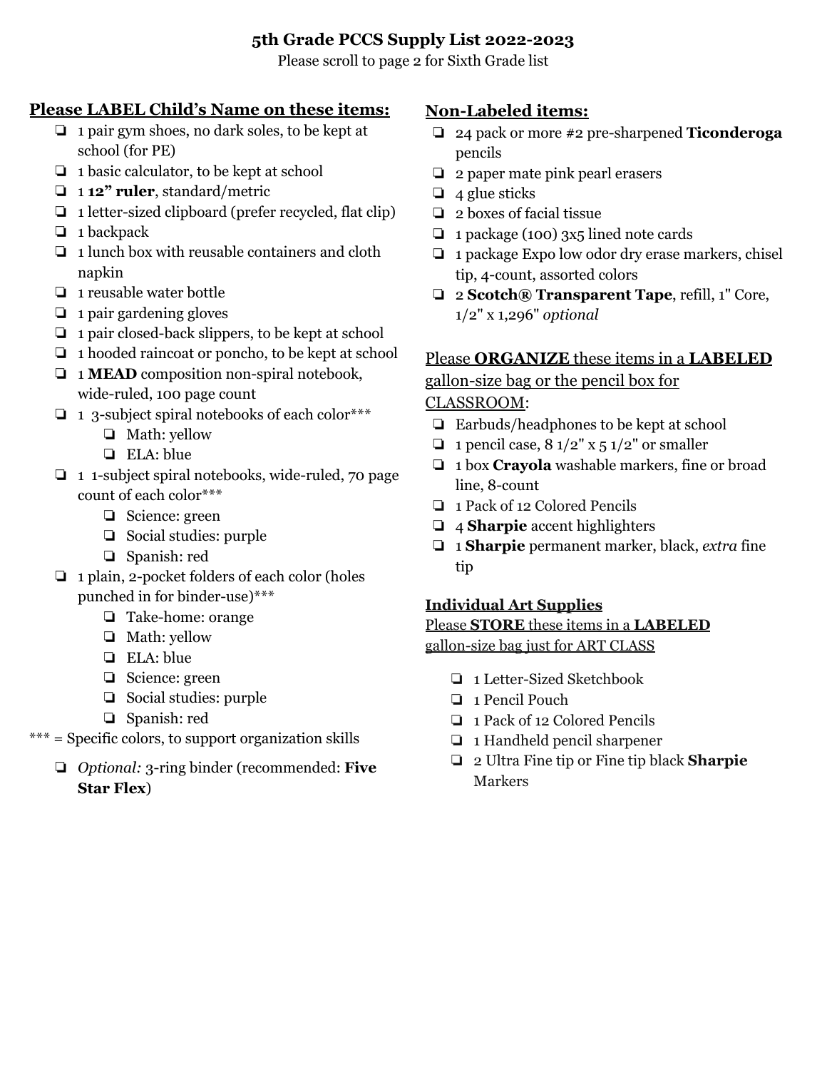# 5th Grade PCCS Supply List 2022-2023

Please scroll to page 2 for Sixth Grade list

## Please LABEL Child's Name on these items:

- ❏ 1 pair gym shoes, no dark soles, to be kept at school (for PE)
- ❏ 1 basic calculator, to be kept at school
- ❏ 1 **12" ruler**, standard/metric
- ❏ 1 letter-sized clipboard (prefer recycled, flat clip)
- ❏ 1 backpack
- ❏ 1 lunch box with reusable containers and cloth napkin
- ❏ 1 reusable water bottle
- ❏ 1 pair gardening gloves
- ❏ 1 pair closed-back slippers, to be kept at school
- ❏ 1 hooded raincoat or poncho, to be kept at school
- ❏ 1 **MEAD** composition non-spiral notebook, wide-ruled, 100 page count
- ❏ 1 3-subject spiral notebooks of each color***
  - ❏ Math: yellow
  - ❏ ELA: blue
- ❏ 1 1-subject spiral notebooks, wide-ruled, 70 page count of each color***
  - ❏ Science: green
  - ❏ Social studies: purple
  - ❏ Spanish: red
- ❏ 1 plain, 2-pocket folders of each color (holes punched in for binder-use)***
  - ❏ Take-home: orange
  - ❏ Math: yellow
  - ❏ ELA: blue
  - ❏ Science: green
  - ❏ Social studies: purple
  - ❏ Spanish: red

*** = Specific colors, to support organization skills

- ❏ *Optional:* 3-ring binder (recommended: **Five Star Flex**)

## Non-Labeled items:

- ❏ 24 pack or more #2 pre-sharpened **Ticonderoga** pencils
- ❏ 2 paper mate pink pearl erasers
- ❏ 4 glue sticks
- ❏ 2 boxes of facial tissue
- ❏ 1 package (100) 3x5 lined note cards
- ❏ 1 package Expo low odor dry erase markers, chisel tip, 4-count, assorted colors
- ❏ 2 **Scotch® Transparent Tape**, refill, 1" Core, 1/2" x 1,296" *optional*

Please **ORGANIZE** these items in a **LABELED** gallon-size bag or the pencil box for CLASSROOM:

- ❏ Earbuds/headphones to be kept at school
- ❏ 1 pencil case, 8 1/2" x 5 1/2" or smaller
- ❏ 1 box **Crayola** washable markers, fine or broad line, 8-count
- ❏ 1 Pack of 12 Colored Pencils
- ❏ 4 **Sharpie** accent highlighters
- ❏ 1 **Sharpie** permanent marker, black, *extra* fine tip

## Individual Art Supplies

Please **STORE** these items in a **LABELED** gallon-size bag just for ART CLASS

- ❏ 1 Letter-Sized Sketchbook
- ❏ 1 Pencil Pouch
- ❏ 1 Pack of 12 Colored Pencils
- ❏ 1 Handheld pencil sharpener
- ❏ 2 Ultra Fine tip or Fine tip black **Sharpie** Markers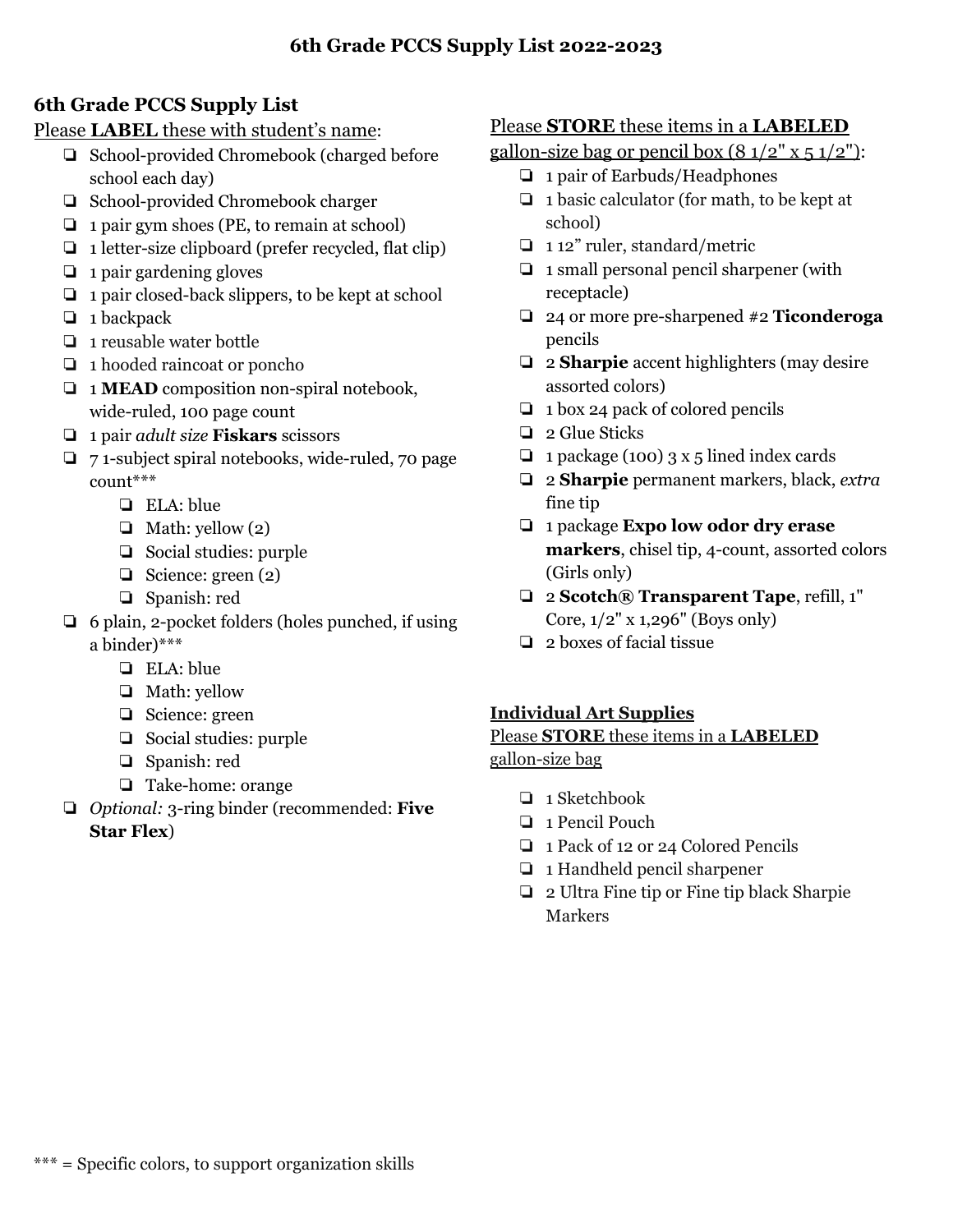# 6th Grade PCCS Supply List 2022-2023

## 6th Grade PCCS Supply List

Please **LABEL** these with student's name:

- ❏ School-provided Chromebook (charged before school each day)
- ❏ School-provided Chromebook charger
- ❏ 1 pair gym shoes (PE, to remain at school)
- ❏ 1 letter-size clipboard (prefer recycled, flat clip)
- ❏ 1 pair gardening gloves
- ❏ 1 pair closed-back slippers, to be kept at school
- ❏ 1 backpack
- ❏ 1 reusable water bottle
- ❏ 1 hooded raincoat or poncho
- ❏ 1 **MEAD** composition non-spiral notebook, wide-ruled, 100 page count
- ❏ 1 pair *adult size* **Fiskars** scissors
- ❏ 7 1-subject spiral notebooks, wide-ruled, 70 page count***
  - ❏ ELA: blue
  - ❏ Math: yellow (2)
  - ❏ Social studies: purple
  - ❏ Science: green (2)
  - ❏ Spanish: red
- ❏ 6 plain, 2-pocket folders (holes punched, if using a binder)***
  - ❏ ELA: blue
  - ❏ Math: yellow
  - ❏ Science: green
  - ❏ Social studies: purple
  - ❏ Spanish: red
  - ❏ Take-home: orange
- ❏ *Optional:* 3-ring binder (recommended: **Five Star Flex**)

Please **STORE** these items in a **LABELED** gallon-size bag or pencil box (8 1/2" x 5 1/2"):

- ❏ 1 pair of Earbuds/Headphones
- ❏ 1 basic calculator (for math, to be kept at school)
- ❏ 1 12" ruler, standard/metric
- ❏ 1 small personal pencil sharpener (with receptacle)
- ❏ 24 or more pre-sharpened #2 **Ticonderoga** pencils
- ❏ 2 **Sharpie** accent highlighters (may desire assorted colors)
- ❏ 1 box 24 pack of colored pencils
- ❏ 2 Glue Sticks
- ❏ 1 package (100) 3 x 5 lined index cards
- ❏ 2 **Sharpie** permanent markers, black, *extra* fine tip
- ❏ 1 package **Expo low odor dry erase markers**, chisel tip, 4-count, assorted colors (Girls only)
- ❏ 2 **Scotch® Transparent Tape**, refill, 1" Core, 1/2" x 1,296" (Boys only)
- ❏ 2 boxes of facial tissue

**Individual Art Supplies**

Please **STORE** these items in a **LABELED** gallon-size bag

- ❏ 1 Sketchbook
- ❏ 1 Pencil Pouch
- ❏ 1 Pack of 12 or 24 Colored Pencils
- ❏ 1 Handheld pencil sharpener
- ❏ 2 Ultra Fine tip or Fine tip black Sharpie Markers

*** = Specific colors, to support organization skills